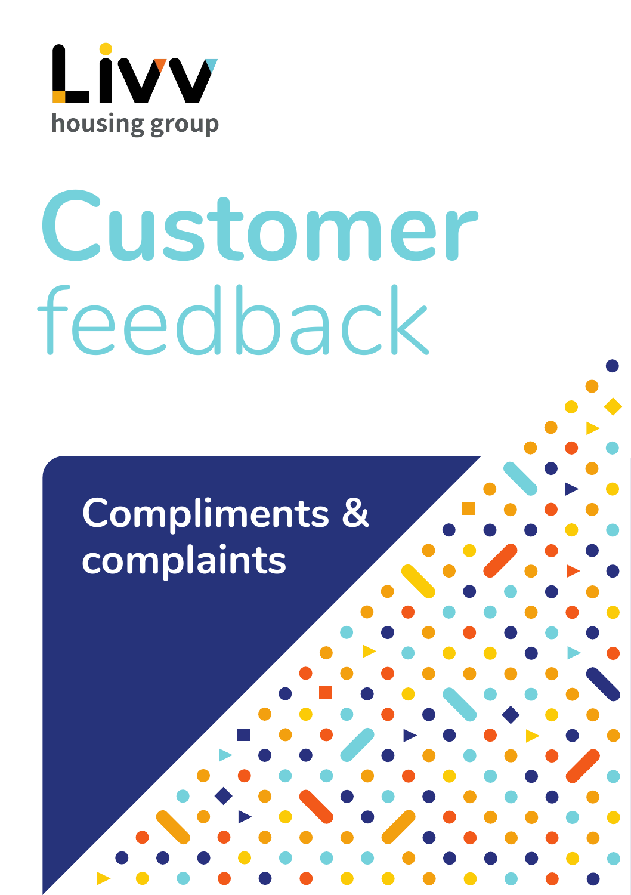Livv housing group

# Customer feedback

## Compliments & complaints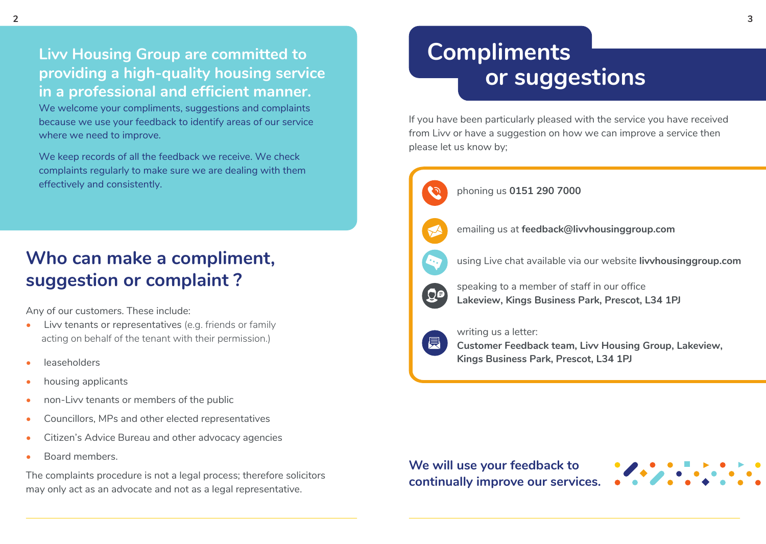**Livv Housing Group are committed to providing a high-quality housing service in a professional and efficient manner.**

We welcome your compliments, suggestions and complaints because we use your feedback to identify areas of our service where we need to improve.

We keep records of all the feedback we receive. We check complaints regularly to make sure we are dealing with them effectively and consistently.

## Who can make a compliment, suggestion or complaint ?

Any of our customers. These include:

- Livv tenants or representatives (e.g. friends or family acting on behalf of the tenant with their permission.)
- leaseholders
- housing applicants
- non-Livv tenants or members of the public
- Councillors, MPs and other elected representatives
- Citizen's Advice Bureau and other advocacy agencies
- Board members.

The complaints procedure is not a legal process; therefore solicitors may only act as an advocate and not as a legal representative.

# Compliments or suggestions

If you have been particularly pleased with the service you have received from Livv or have a suggestion on how we can improve a service then please let us know by;

- phoning us **0151 290 7000**
- emailing us at **feedback@livvhousinggroup.com**
- using Live chat available via our website **livvhousinggroup.com**
- speaking to a member of staff in our office **Lakeview, Kings Business Park, Prescot, L34 1PJ**
- writing us a letter: **Customer Feedback team, Livv Housing Group, Lakeview, Kings Business Park, Prescot, L34 1PJ**

**We will use your feedback to continually improve our services.**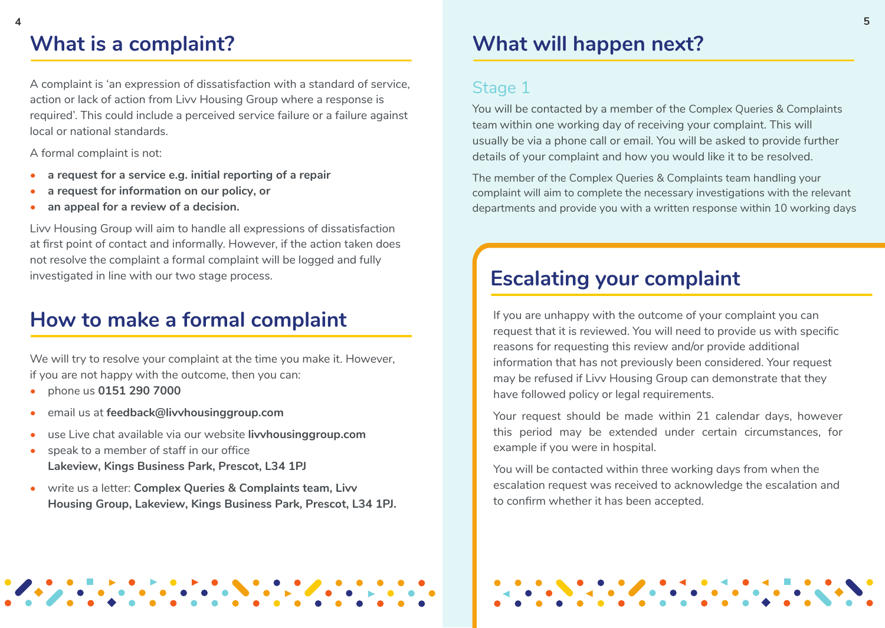## What is a complaint?

A complaint is 'an expression of dissatisfaction with a standard of service, action or lack of action from Livv Housing Group where a response is required'. This could include a perceived service failure or a failure against local or national standards.

A formal complaint is not:

- **a request for a service e.g. initial reporting of a repair**
- **a request for information on our policy, or**
- **an appeal for a review of a decision.**

Livv Housing Group will aim to handle all expressions of dissatisfaction at first point of contact and informally. However, if the action taken does not resolve the complaint a formal complaint will be logged and fully investigated in line with our two stage process.

## How to make a formal complaint

We will try to resolve your complaint at the time you make it. However, if you are not happy with the outcome, then you can:

- phone us **0151 290 7000**
- email us at **feedback@livvhousinggroup.com**
- use Live chat available via our website **livvhousinggroup.com**
- speak to a member of staff in our office **Lakeview, Kings Business Park, Prescot, L34 1PJ**
- write us a letter: **Complex Queries & Complaints team, Livv Housing Group, Lakeview, Kings Business Park, Prescot, L34 1PJ.**

## What will happen next?

### Stage 1

You will be contacted by a member of the Complex Queries & Complaints team within one working day of receiving your complaint. This will usually be via a phone call or email. You will be asked to provide further details of your complaint and how you would like it to be resolved.

The member of the Complex Queries & Complaints team handling your complaint will aim to complete the necessary investigations with the relevant departments and provide you with a written response within 10 working days

## Escalating your complaint

If you are unhappy with the outcome of your complaint you can request that it is reviewed. You will need to provide us with specific reasons for requesting this review and/or provide additional information that has not previously been considered. Your request may be refused if Livv Housing Group can demonstrate that they have followed policy or legal requirements.

Your request should be made within 21 calendar days, however this period may be extended under certain circumstances, for example if you were in hospital.

You will be contacted within three working days from when the escalation request was received to acknowledge the escalation and to confirm whether it has been accepted.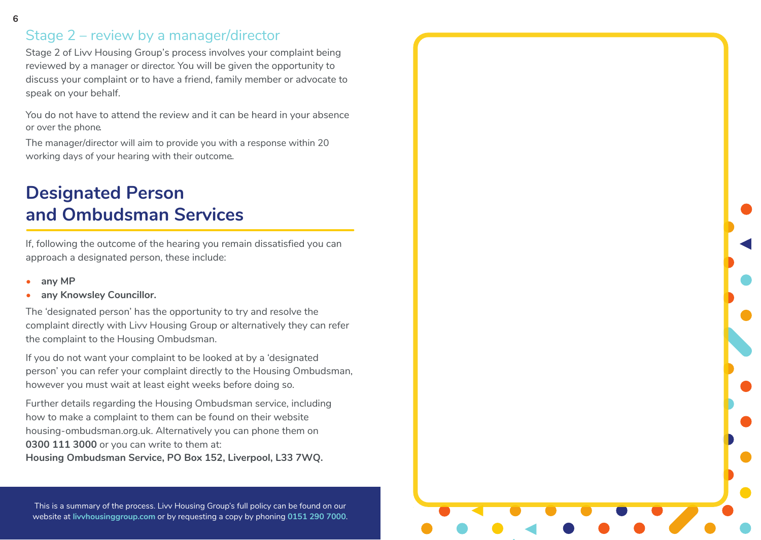## Stage 2 – review by a manager/director

Stage 2 of Livv Housing Group's process involves your complaint being reviewed by a manager or director. You will be given the opportunity to discuss your complaint or to have a friend, family member or advocate to speak on your behalf.

You do not have to attend the review and it can be heard in your absence or over the phone.

The manager/director will aim to provide you with a response within 20 working days of your hearing with their outcome.

# Designated Person and Ombudsman Services

If, following the outcome of the hearing you remain dissatisfied you can approach a designated person, these include:

- **any MP**
- **any Knowsley Councillor.**

The 'designated person' has the opportunity to try and resolve the complaint directly with Livv Housing Group or alternatively they can refer the complaint to the Housing Ombudsman.

If you do not want your complaint to be looked at by a 'designated person' you can refer your complaint directly to the Housing Ombudsman, however you must wait at least eight weeks before doing so.

Further details regarding the Housing Ombudsman service, including how to make a complaint to them can be found on their website housing-ombudsman.org.uk. Alternatively you can phone them on **0300 111 3000** or you can write to them at:
**Housing Ombudsman Service, PO Box 152, Liverpool, L33 7WQ.**

This is a summary of the process. Livv Housing Group's full policy can be found on our website at **livvhousinggroup.com** or by requesting a copy by phoning **0151 290 7000**.